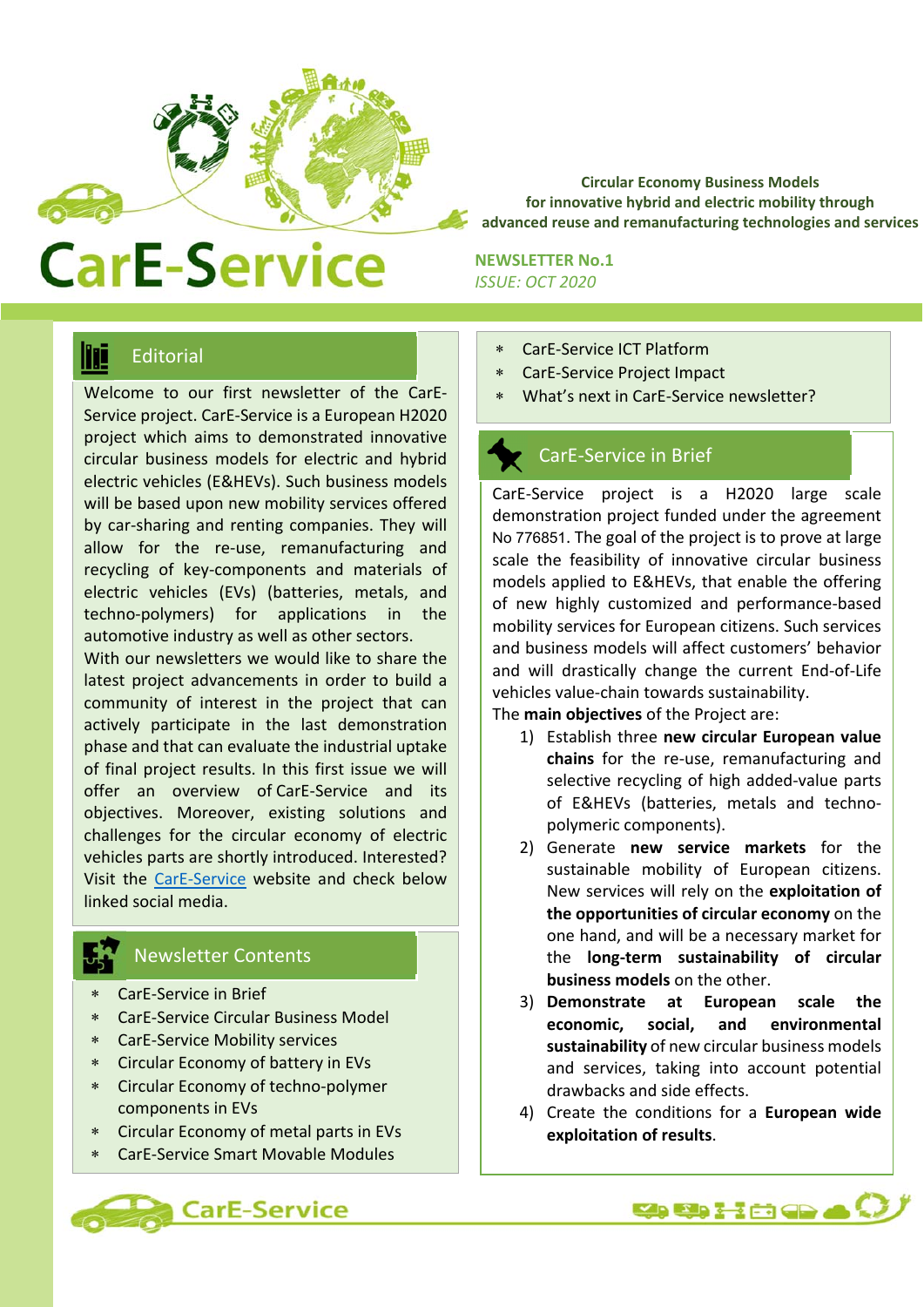# CarE-Service

**Circular Economy Business Models for innovative hybrid and electric mobility through advanced reuse and remanufacturing technologies and services**

**NEWSLETTER No.1**
*ISSUE: OCT 2020*

## Editorial

Welcome to our first newsletter of the CarE-Service project. CarE-Service is a European H2020 project which aims to demonstrated innovative circular business models for electric and hybrid electric vehicles (E&HEVs). Such business models will be based upon new mobility services offered by car-sharing and renting companies. They will allow for the re-use, remanufacturing and recycling of key-components and materials of electric vehicles (EVs) (batteries, metals, and techno-polymers) for applications in the automotive industry as well as other sectors.
With our newsletters we would like to share the latest project advancements in order to build a community of interest in the project that can actively participate in the last demonstration phase and that can evaluate the industrial uptake of final project results. In this first issue we will offer an overview of CarE-Service and its objectives. Moreover, existing solutions and challenges for the circular economy of electric vehicles parts are shortly introduced. Interested? Visit the CarE-Service website and check below linked social media.

## Newsletter Contents

- CarE-Service in Brief
- CarE-Service Circular Business Model
- CarE-Service Mobility services
- Circular Economy of battery in EVs
- Circular Economy of techno-polymer components in EVs
- Circular Economy of metal parts in EVs
- CarE-Service Smart Movable Modules
- CarE-Service ICT Platform
- CarE-Service Project Impact
- What's next in CarE-Service newsletter?

## CarE-Service in Brief

CarE-Service project is a H2020 large scale demonstration project funded under the agreement No 776851. The goal of the project is to prove at large scale the feasibility of innovative circular business models applied to E&HEVs, that enable the offering of new highly customized and performance-based mobility services for European citizens. Such services and business models will affect customers' behavior and will drastically change the current End-of-Life vehicles value-chain towards sustainability.
The **main objectives** of the Project are:

1) Establish three **new circular European value chains** for the re-use, remanufacturing and selective recycling of high added-value parts of E&HEVs (batteries, metals and techno-polymeric components).
2) Generate **new service markets** for the sustainable mobility of European citizens. New services will rely on the **exploitation of the opportunities of circular economy** on the one hand, and will be a necessary market for the **long-term sustainability of circular business models** on the other.
3) **Demonstrate at European scale the economic, social, and environmental sustainability** of new circular business models and services, taking into account potential drawbacks and side effects.
4) Create the conditions for a **European wide exploitation of results**.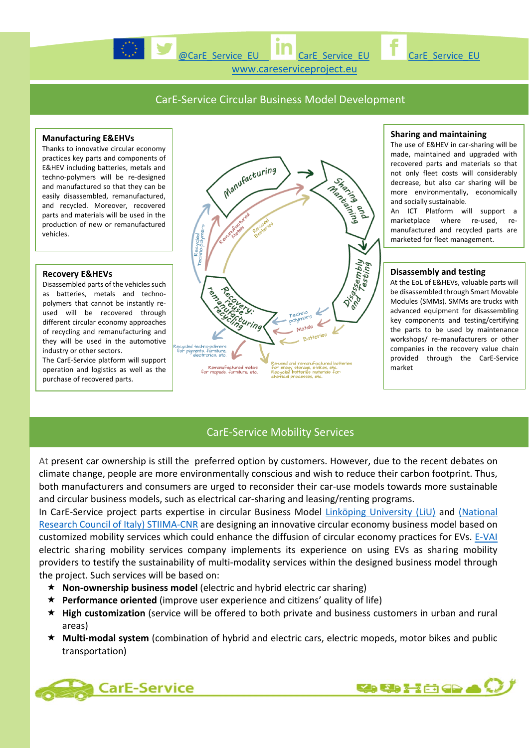@CarE_Service_EU CarE_Service_EU CarE_Service_EU
www.careserviceproject.eu

## CarE-Service Circular Business Model Development

**Manufacturing E&EHVs**

Thanks to innovative circular economy practices key parts and components of E&HEV including batteries, metals and techno-polymers will be re-designed and manufactured so that they can be easily disassembled, remanufactured, and recycled. Moreover, recovered parts and materials will be used in the production of new or remanufactured vehicles.

**Sharing and maintaining**

The use of E&HEV in car-sharing will be made, maintained and upgraded with recovered parts and materials so that not only fleet costs will considerably decrease, but also car sharing will be more environmentally, economically and socially sustainable.

An ICT Platform will support a marketplace where re-used, re-manufactured and recycled parts are marketed for fleet management.

Manufacturing

Sharing Maintaining and

Disassembly and Testing

Recovery: reuse remanufacturing recycling

Recycled Techno-polymers

Remanufactured Metals

Re-used Batteries

Techno polymers

Metals

Batteries

Recycled techno-polimers for pigments, furniture, electronics, etc.

Remanufactured metals for mopeds, furniture, etc.

Re-used and remanufactured batteries for energy storage, e-bikes, etc. Recycled batteries materials for chemical processes, etc.

**Recovery E&HEVs**

Disassembled parts of the vehicles such as batteries, metals and techno-polymers that cannot be instantly re-used will be recovered through different circular economy approaches of recycling and remanufacturing and they will be used in the automotive industry or other sectors.

The CarE-Service platform will support operation and logistics as well as the purchase of recovered parts.

**Disassembly and testing**

At the EoL of E&HEVs, valuable parts will be disassembled through Smart Movable Modules (SMMs). SMMs are trucks with advanced equipment for disassembling key components and testing/certifying the parts to be used by maintenance workshops/ re-manufacturers or other companies in the recovery value chain provided through the CarE-Service market

## CarE-Service Mobility Services

At present car ownership is still the preferred option by customers. However, due to the recent debates on climate change, people are more environmentally conscious and wish to reduce their carbon footprint. Thus, both manufacturers and consumers are urged to reconsider their car-use models towards more sustainable and circular business models, such as electrical car-sharing and leasing/renting programs.

In CarE-Service project parts expertise in circular Business Model Linköping University (LiU) and (National Research Council of Italy) STIIMA-CNR are designing an innovative circular economy business model based on customized mobility services which could enhance the diffusion of circular economy practices for EVs. E-VAI electric sharing mobility services company implements its experience on using EVs as sharing mobility providers to testify the sustainability of multi-modality services within the designed business model through the project. Such services will be based on:

- **Non-ownership business model** (electric and hybrid electric car sharing)
- **Performance oriented** (improve user experience and citizens' quality of life)
- **High customization** (service will be offered to both private and business customers in urban and rural areas)
- **Multi-modal system** (combination of hybrid and electric cars, electric mopeds, motor bikes and public transportation)

CarE-Service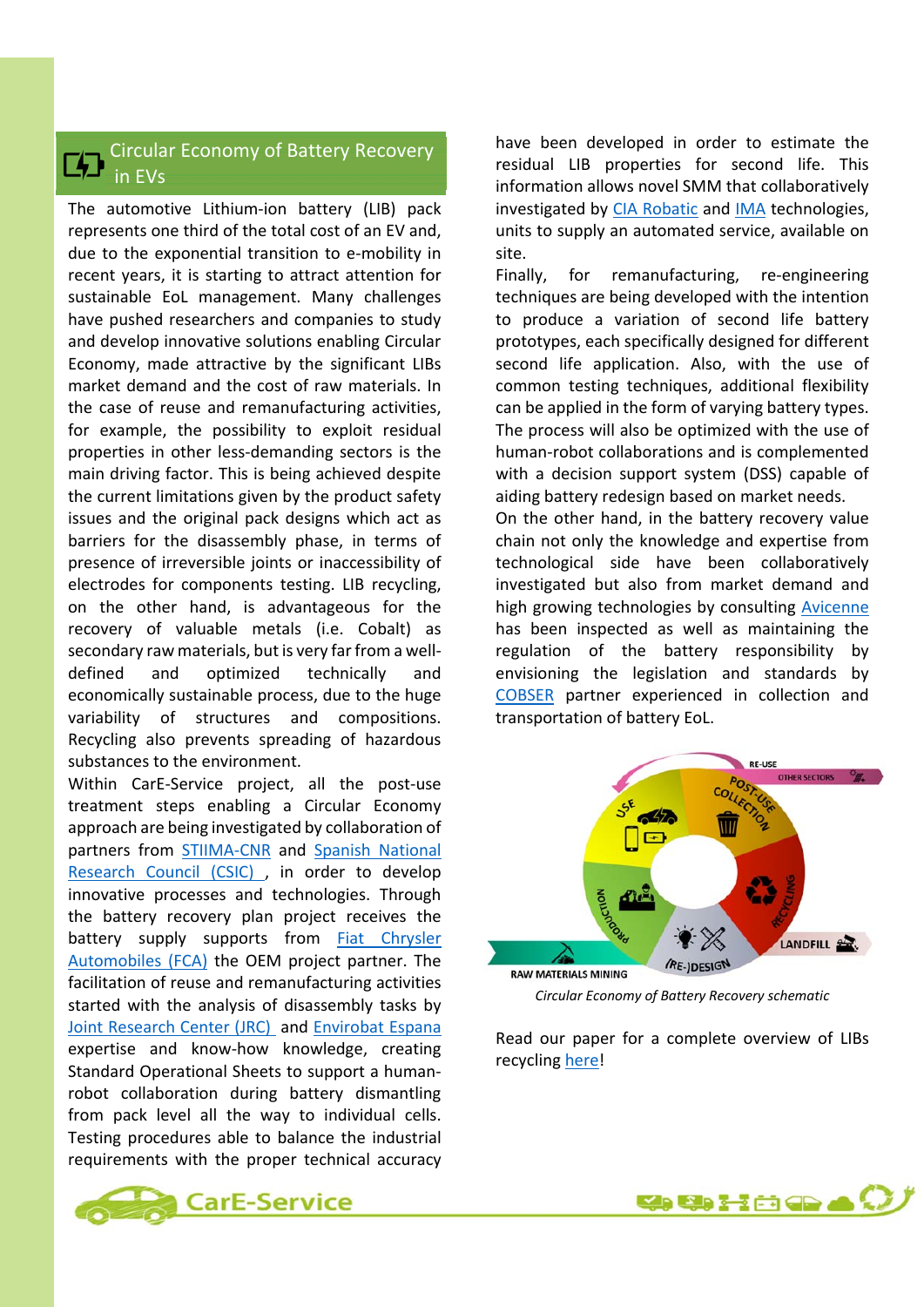## Circular Economy of Battery Recovery in EVs

The automotive Lithium-ion battery (LIB) pack represents one third of the total cost of an EV and, due to the exponential transition to e-mobility in recent years, it is starting to attract attention for sustainable EoL management. Many challenges have pushed researchers and companies to study and develop innovative solutions enabling Circular Economy, made attractive by the significant LIBs market demand and the cost of raw materials. In the case of reuse and remanufacturing activities, for example, the possibility to exploit residual properties in other less-demanding sectors is the main driving factor. This is being achieved despite the current limitations given by the product safety issues and the original pack designs which act as barriers for the disassembly phase, in terms of presence of irreversible joints or inaccessibility of electrodes for components testing. LIB recycling, on the other hand, is advantageous for the recovery of valuable metals (i.e. Cobalt) as secondary raw materials, but is very far from a well-defined and optimized technically and economically sustainable process, due to the huge variability of structures and compositions. Recycling also prevents spreading of hazardous substances to the environment.

Within CarE-Service project, all the post-use treatment steps enabling a Circular Economy approach are being investigated by collaboration of partners from STIIMA-CNR and Spanish National Research Council (CSIC) , in order to develop innovative processes and technologies. Through the battery recovery plan project receives the battery supply supports from Fiat Chrysler Automobiles (FCA) the OEM project partner. The facilitation of reuse and remanufacturing activities started with the analysis of disassembly tasks by Joint Research Center (JRC) and Envirobat Espana expertise and know-how knowledge, creating Standard Operational Sheets to support a human-robot collaboration during battery dismantling from pack level all the way to individual cells. Testing procedures able to balance the industrial requirements with the proper technical accuracy have been developed in order to estimate the residual LIB properties for second life. This information allows novel SMM that collaboratively investigated by CIA Robatic and IMA technologies, units to supply an automated service, available on site.

Finally, for remanufacturing, re-engineering techniques are being developed with the intention to produce a variation of second life battery prototypes, each specifically designed for different second life application. Also, with the use of common testing techniques, additional flexibility can be applied in the form of varying battery types. The process will also be optimized with the use of human-robot collaborations and is complemented with a decision support system (DSS) capable of aiding battery redesign based on market needs.

On the other hand, in the battery recovery value chain not only the knowledge and expertise from technological side have been collaboratively investigated but also from market demand and high growing technologies by consulting Avicenne has been inspected as well as maintaining the regulation of the battery responsibility by envisioning the legislation and standards by COBSER partner experienced in collection and transportation of battery EoL.

*Circular Economy of Battery Recovery schematic*

Read our paper for a complete overview of LIBs recycling here!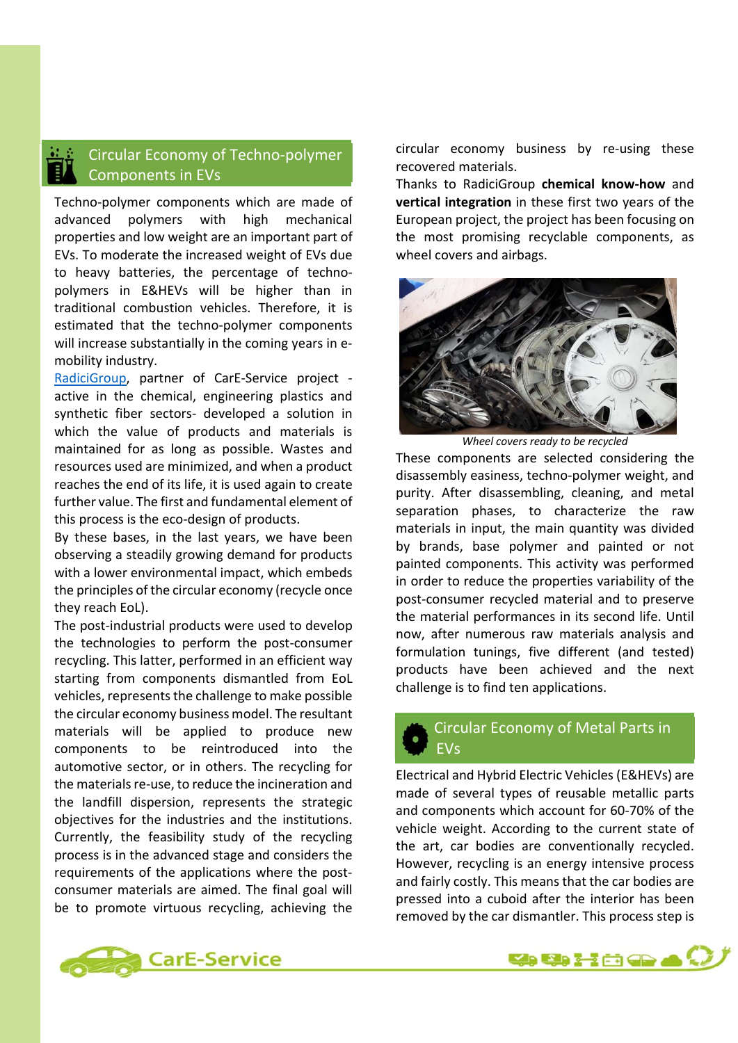## Circular Economy of Techno-polymer Components in EVs

Techno-polymer components which are made of advanced polymers with high mechanical properties and low weight are an important part of EVs. To moderate the increased weight of EVs due to heavy batteries, the percentage of techno-polymers in E&HEVs will be higher than in traditional combustion vehicles. Therefore, it is estimated that the techno-polymer components will increase substantially in the coming years in e-mobility industry.

RadiciGroup, partner of CarE-Service project - active in the chemical, engineering plastics and synthetic fiber sectors- developed a solution in which the value of products and materials is maintained for as long as possible. Wastes and resources used are minimized, and when a product reaches the end of its life, it is used again to create further value. The first and fundamental element of this process is the eco-design of products.

By these bases, in the last years, we have been observing a steadily growing demand for products with a lower environmental impact, which embeds the principles of the circular economy (recycle once they reach EoL).

The post-industrial products were used to develop the technologies to perform the post-consumer recycling. This latter, performed in an efficient way starting from components dismantled from EoL vehicles, represents the challenge to make possible the circular economy business model. The resultant materials will be applied to produce new components to be reintroduced into the automotive sector, or in others. The recycling for the materials re-use, to reduce the incineration and the landfill dispersion, represents the strategic objectives for the industries and the institutions. Currently, the feasibility study of the recycling process is in the advanced stage and considers the requirements of the applications where the post-consumer materials are aimed. The final goal will be to promote virtuous recycling, achieving the circular economy business by re-using these recovered materials.

Thanks to RadiciGroup **chemical know-how** and **vertical integration** in these first two years of the European project, the project has been focusing on the most promising recyclable components, as wheel covers and airbags.

*Wheel covers ready to be recycled*

These components are selected considering the disassembly easiness, techno-polymer weight, and purity. After disassembling, cleaning, and metal separation phases, to characterize the raw materials in input, the main quantity was divided by brands, base polymer and painted or not painted components. This activity was performed in order to reduce the properties variability of the post-consumer recycled material and to preserve the material performances in its second life. Until now, after numerous raw materials analysis and formulation tunings, five different (and tested) products have been achieved and the next challenge is to find ten applications.

## Circular Economy of Metal Parts in EVs

Electrical and Hybrid Electric Vehicles (E&HEVs) are made of several types of reusable metallic parts and components which account for 60-70% of the vehicle weight. According to the current state of the art, car bodies are conventionally recycled. However, recycling is an energy intensive process and fairly costly. This means that the car bodies are pressed into a cuboid after the interior has been removed by the car dismantler. This process step is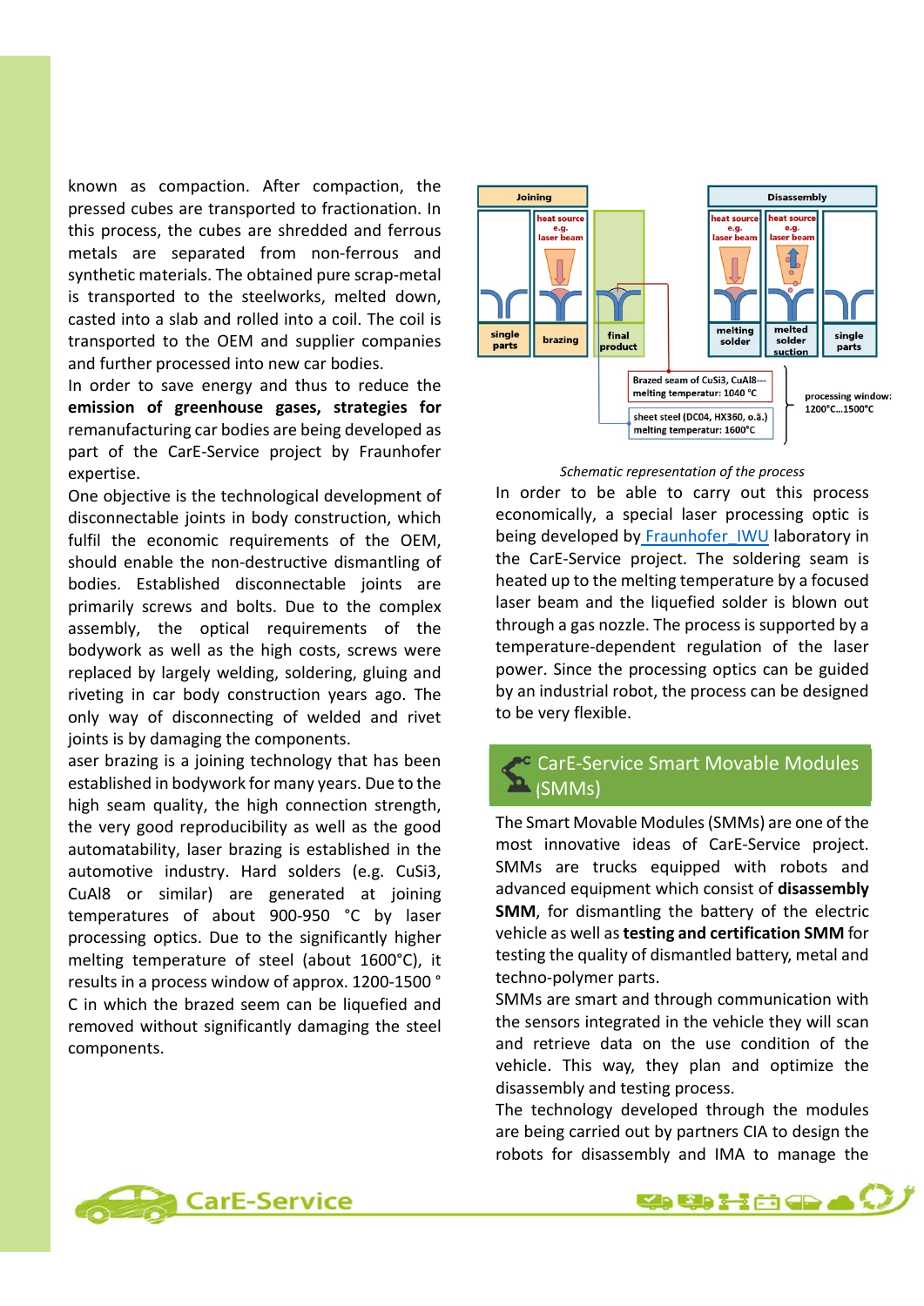known as compaction. After compaction, the pressed cubes are transported to fractionation. In this process, the cubes are shredded and ferrous metals are separated from non-ferrous and synthetic materials. The obtained pure scrap-metal is transported to the steelworks, melted down, casted into a slab and rolled into a coil. The coil is transported to the OEM and supplier companies and further processed into new car bodies.

In order to save energy and thus to reduce the **emission of greenhouse gases, strategies for** remanufacturing car bodies are being developed as part of the CarE-Service project by Fraunhofer expertise.

One objective is the technological development of disconnectable joints in body construction, which fulfil the economic requirements of the OEM, should enable the non-destructive dismantling of bodies. Established disconnectable joints are primarily screws and bolts. Due to the complex assembly, the optical requirements of the bodywork as well as the high costs, screws were replaced by largely welding, soldering, gluing and riveting in car body construction years ago. The only way of disconnecting of welded and rivet joints is by damaging the components.

aser brazing is a joining technology that has been established in bodywork for many years. Due to the high seam quality, the high connection strength, the very good reproducibility as well as the good automatability, laser brazing is established in the automotive industry. Hard solders (e.g. CuSi3, CuAl8 or similar) are generated at joining temperatures of about 900-950 °C by laser processing optics. Due to the significantly higher melting temperature of steel (about 1600°C), it results in a process window of approx. 1200-1500 ° C in which the brazed seam can be liquefied and removed without significantly damaging the steel components.

*Schematic representation of the process*

In order to be able to carry out this process economically, a special laser processing optic is being developed by Fraunhofer IWU laboratory in the CarE-Service project. The soldering seam is heated up to the melting temperature by a focused laser beam and the liquefied solder is blown out through a gas nozzle. The process is supported by a temperature-dependent regulation of the laser power. Since the processing optics can be guided by an industrial robot, the process can be designed to be very flexible.

## CarE-Service Smart Movable Modules (SMMs)

The Smart Movable Modules (SMMs) are one of the most innovative ideas of CarE-Service project. SMMs are trucks equipped with robots and advanced equipment which consist of **disassembly SMM**, for dismantling the battery of the electric vehicle as well as **testing and certification SMM** for testing the quality of dismantled battery, metal and techno-polymer parts.

SMMs are smart and through communication with the sensors integrated in the vehicle they will scan and retrieve data on the use condition of the vehicle. This way, they plan and optimize the disassembly and testing process.

The technology developed through the modules are being carried out by partners CIA to design the robots for disassembly and IMA to manage the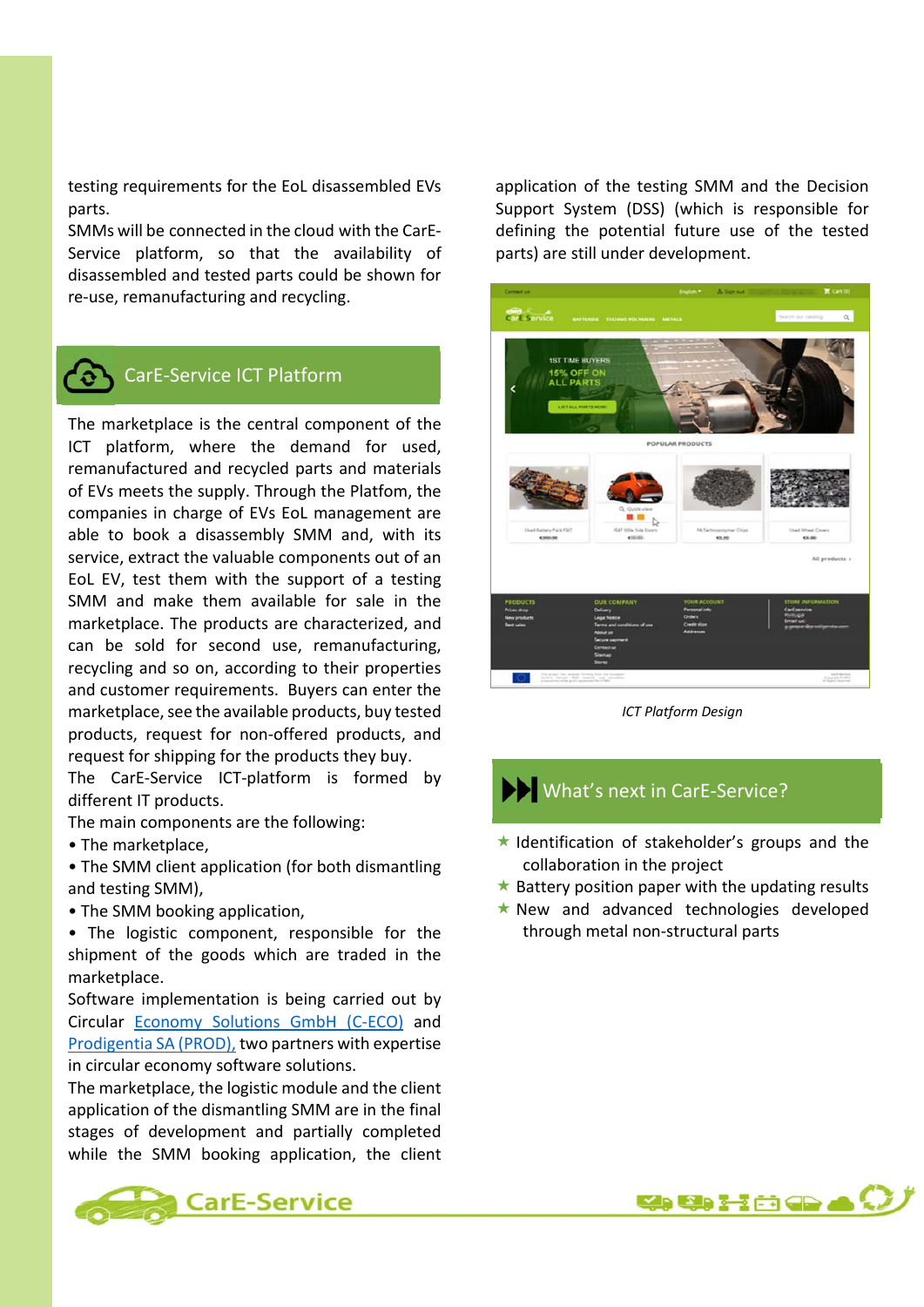testing requirements for the EoL disassembled EVs parts.

SMMs will be connected in the cloud with the CarE-Service platform, so that the availability of disassembled and tested parts could be shown for re-use, remanufacturing and recycling.

## CarE-Service ICT Platform

The marketplace is the central component of the ICT platform, where the demand for used, remanufactured and recycled parts and materials of EVs meets the supply. Through the Platfom, the companies in charge of EVs EoL management are able to book a disassembly SMM and, with its service, extract the valuable components out of an EoL EV, test them with the support of a testing SMM and make them available for sale in the marketplace. The products are characterized, and can be sold for second use, remanufacturing, recycling and so on, according to their properties and customer requirements. Buyers can enter the marketplace, see the available products, buy tested products, request for non-offered products, and request for shipping for the products they buy.

The CarE-Service ICT-platform is formed by different IT products.

The main components are the following:

- The marketplace,
- The SMM client application (for both dismantling and testing SMM),
- The SMM booking application,
- The logistic component, responsible for the shipment of the goods which are traded in the marketplace.

Software implementation is being carried out by Circular Economy Solutions GmbH (C-ECO) and Prodigentia SA (PROD), two partners with expertise in circular economy software solutions.

The marketplace, the logistic module and the client application of the dismantling SMM are in the final stages of development and partially completed while the SMM booking application, the client application of the testing SMM and the Decision Support System (DSS) (which is responsible for defining the potential future use of the tested parts) are still under development.

*ICT Platform Design*

## What's next in CarE-Service?

- Identification of stakeholder's groups and the collaboration in the project
- Battery position paper with the updating results
- New and advanced technologies developed through metal non-structural parts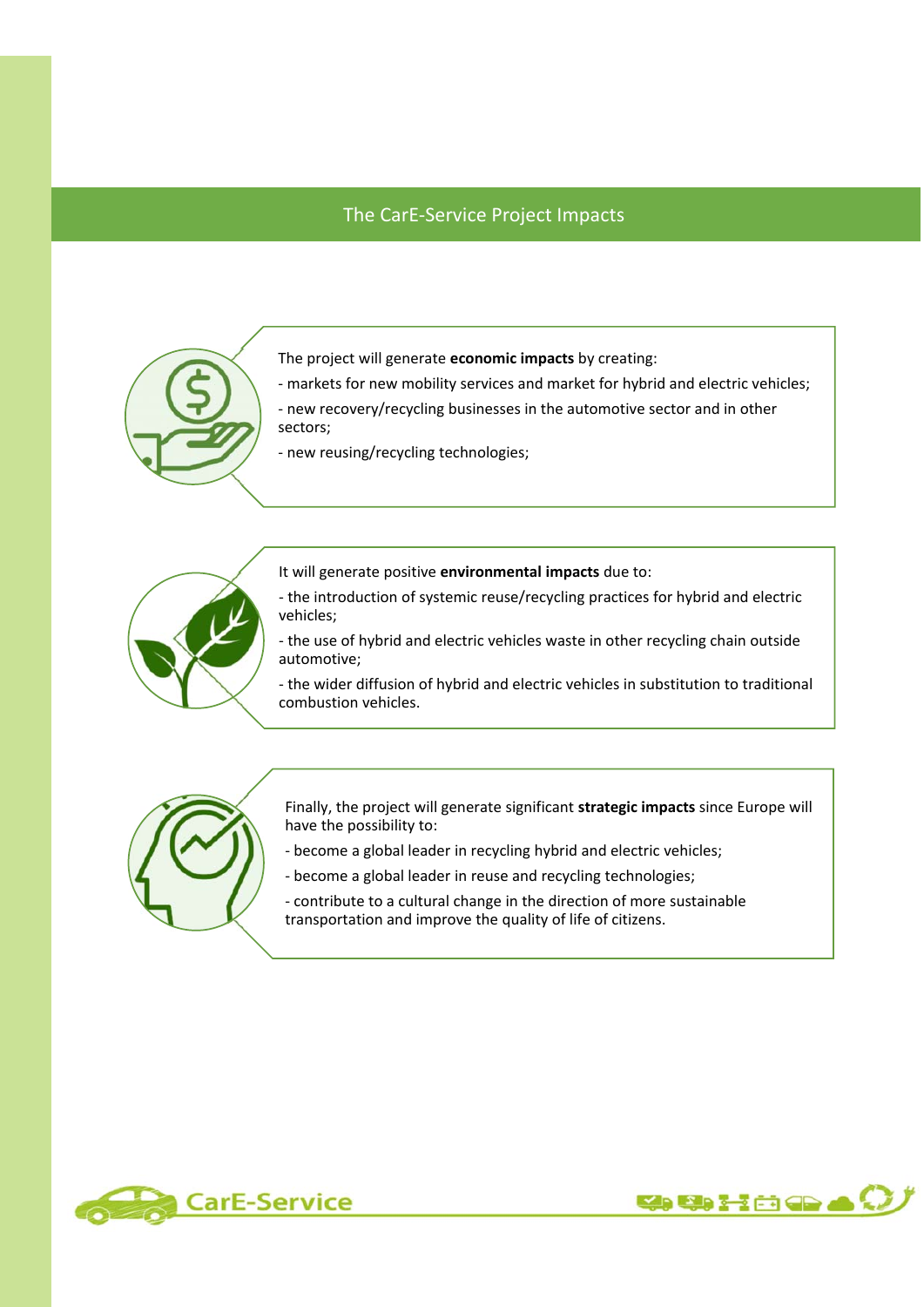## The CarE-Service Project Impacts

The project will generate **economic impacts** by creating:

- markets for new mobility services and market for hybrid and electric vehicles;
- new recovery/recycling businesses in the automotive sector and in other sectors;
- new reusing/recycling technologies;

It will generate positive **environmental impacts** due to:

- the introduction of systemic reuse/recycling practices for hybrid and electric vehicles;
- the use of hybrid and electric vehicles waste in other recycling chain outside automotive;
- the wider diffusion of hybrid and electric vehicles in substitution to traditional combustion vehicles.

Finally, the project will generate significant **strategic impacts** since Europe will have the possibility to:

- become a global leader in recycling hybrid and electric vehicles;
- become a global leader in reuse and recycling technologies;
- contribute to a cultural change in the direction of more sustainable transportation and improve the quality of life of citizens.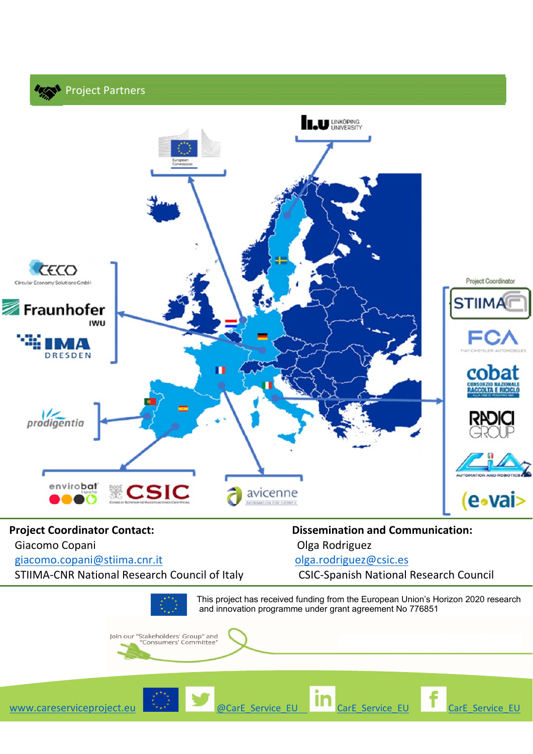## Project Partners

**Project Coordinator Contact:**
Giacomo Copani
giacomo.copani@stiima.cnr.it
STIIMA-CNR National Research Council of Italy

**Dissemination and Communication:**
Olga Rodriguez
olga.rodriguez@csic.es
CSIC-Spanish National Research Council

This project has received funding from the European Union's Horizon 2020 research and innovation programme under grant agreement No 776851

Join our "Stakeholders' Group" and "Consumers' Committee"

www.careserviceproject.eu @CarE_Service_EU CarE_Service_EU CarE_Service_EU